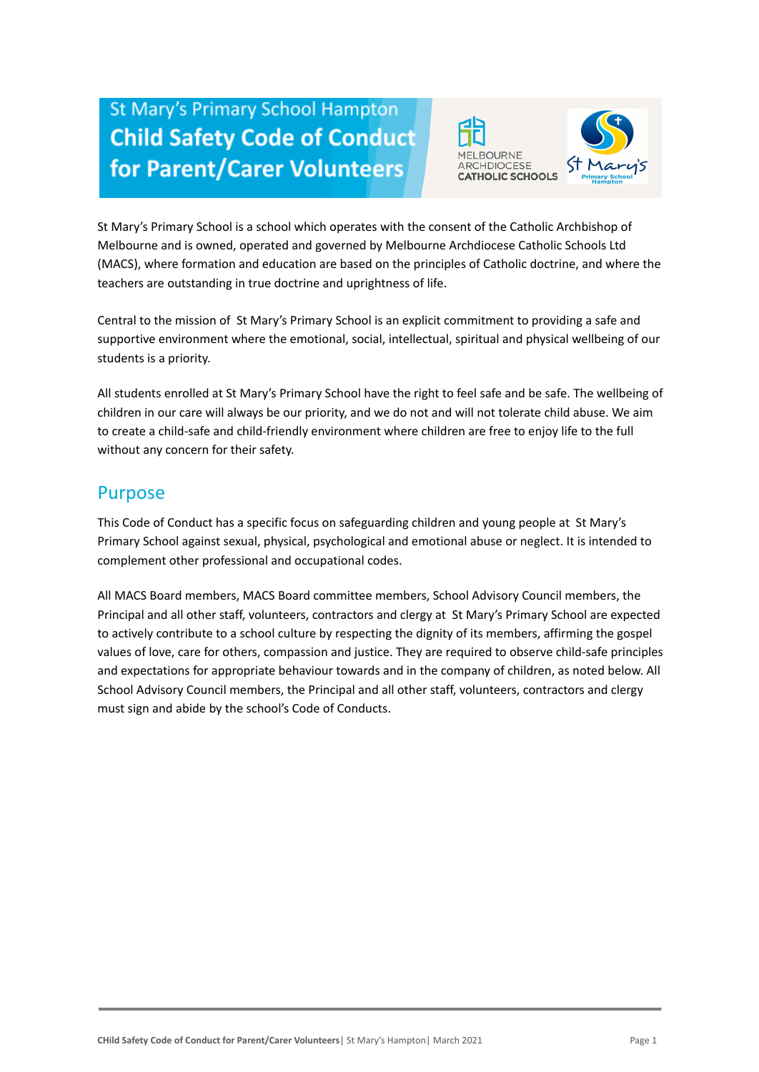St Mary's Primary School Hampton

# Child Safety Code of Conduct for Parent/Carer Volunteers

St Mary's Primary School is a school which operates with the consent of the Catholic Archbishop of Melbourne and is owned, operated and governed by Melbourne Archdiocese Catholic Schools Ltd (MACS), where formation and education are based on the principles of Catholic doctrine, and where the teachers are outstanding in true doctrine and uprightness of life.

Central to the mission of St Mary's Primary School is an explicit commitment to providing a safe and supportive environment where the emotional, social, intellectual, spiritual and physical wellbeing of our students is a priority.

All students enrolled at St Mary's Primary School have the right to feel safe and be safe. The wellbeing of children in our care will always be our priority, and we do not and will not tolerate child abuse. We aim to create a child-safe and child-friendly environment where children are free to enjoy life to the full without any concern for their safety.

## Purpose

This Code of Conduct has a specific focus on safeguarding children and young people at St Mary's Primary School against sexual, physical, psychological and emotional abuse or neglect. It is intended to complement other professional and occupational codes.

All MACS Board members, MACS Board committee members, School Advisory Council members, the Principal and all other staff, volunteers, contractors and clergy at St Mary's Primary School are expected to actively contribute to a school culture by respecting the dignity of its members, affirming the gospel values of love, care for others, compassion and justice. They are required to observe child-safe principles and expectations for appropriate behaviour towards and in the company of children, as noted below. All School Advisory Council members, the Principal and all other staff, volunteers, contractors and clergy must sign and abide by the school's Code of Conducts.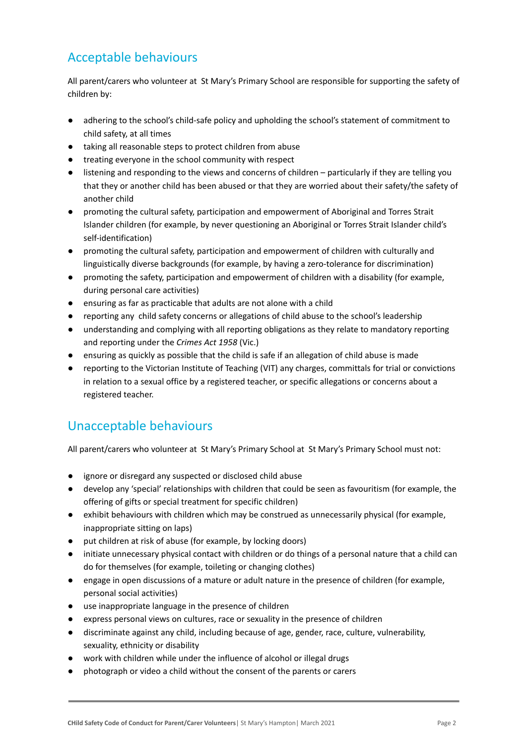## Acceptable behaviours

All parent/carers who volunteer at St Mary's Primary School are responsible for supporting the safety of children by:

- adhering to the school's child-safe policy and upholding the school's statement of commitment to child safety, at all times
- taking all reasonable steps to protect children from abuse
- treating everyone in the school community with respect
- listening and responding to the views and concerns of children – particularly if they are telling you that they or another child has been abused or that they are worried about their safety/the safety of another child
- promoting the cultural safety, participation and empowerment of Aboriginal and Torres Strait Islander children (for example, by never questioning an Aboriginal or Torres Strait Islander child's self-identification)
- promoting the cultural safety, participation and empowerment of children with culturally and linguistically diverse backgrounds (for example, by having a zero-tolerance for discrimination)
- promoting the safety, participation and empowerment of children with a disability (for example, during personal care activities)
- ensuring as far as practicable that adults are not alone with a child
- reporting any child safety concerns or allegations of child abuse to the school's leadership
- understanding and complying with all reporting obligations as they relate to mandatory reporting and reporting under the *Crimes Act 1958* (Vic.)
- ensuring as quickly as possible that the child is safe if an allegation of child abuse is made
- reporting to the Victorian Institute of Teaching (VIT) any charges, committals for trial or convictions in relation to a sexual office by a registered teacher, or specific allegations or concerns about a registered teacher.

## Unacceptable behaviours

All parent/carers who volunteer at St Mary's Primary School at St Mary's Primary School must not:

- ignore or disregard any suspected or disclosed child abuse
- develop any 'special' relationships with children that could be seen as favouritism (for example, the offering of gifts or special treatment for specific children)
- exhibit behaviours with children which may be construed as unnecessarily physical (for example, inappropriate sitting on laps)
- put children at risk of abuse (for example, by locking doors)
- initiate unnecessary physical contact with children or do things of a personal nature that a child can do for themselves (for example, toileting or changing clothes)
- engage in open discussions of a mature or adult nature in the presence of children (for example, personal social activities)
- use inappropriate language in the presence of children
- express personal views on cultures, race or sexuality in the presence of children
- discriminate against any child, including because of age, gender, race, culture, vulnerability, sexuality, ethnicity or disability
- work with children while under the influence of alcohol or illegal drugs
- photograph or video a child without the consent of the parents or carers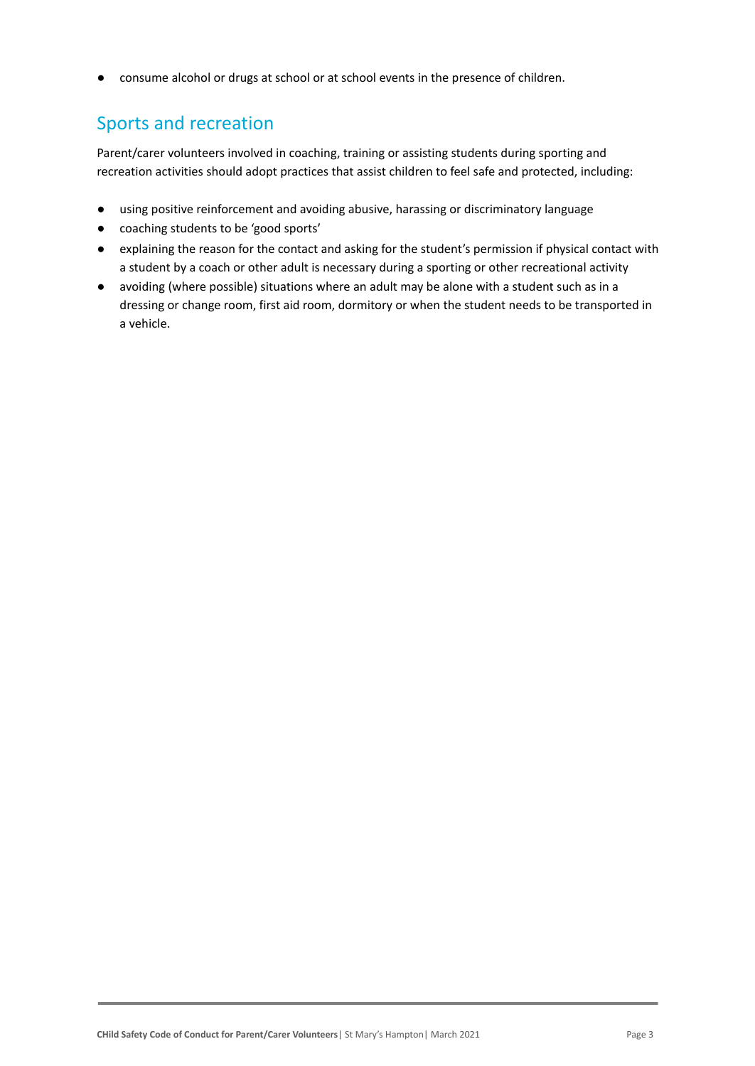- consume alcohol or drugs at school or at school events in the presence of children.

## Sports and recreation

Parent/carer volunteers involved in coaching, training or assisting students during sporting and recreation activities should adopt practices that assist children to feel safe and protected, including:

- using positive reinforcement and avoiding abusive, harassing or discriminatory language
- coaching students to be 'good sports'
- explaining the reason for the contact and asking for the student's permission if physical contact with a student by a coach or other adult is necessary during a sporting or other recreational activity
- avoiding (where possible) situations where an adult may be alone with a student such as in a dressing or change room, first aid room, dormitory or when the student needs to be transported in a vehicle.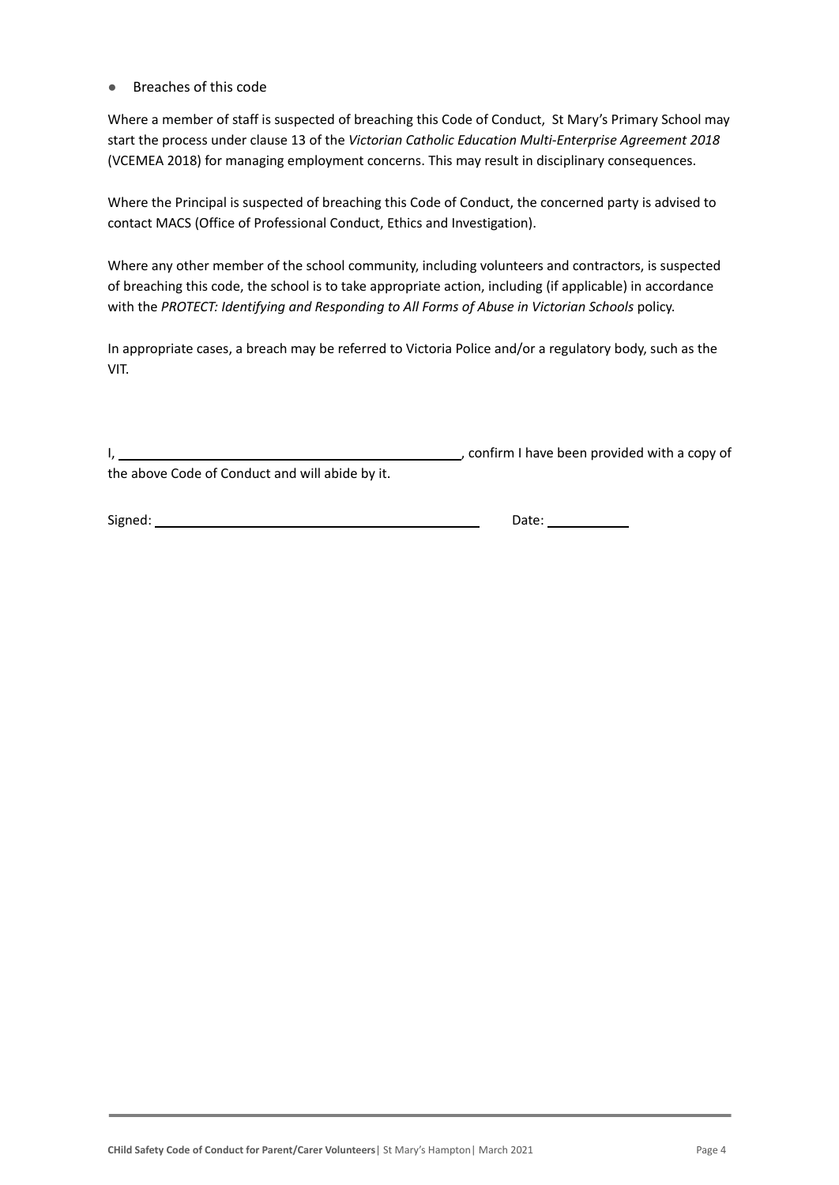- Breaches of this code

Where a member of staff is suspected of breaching this Code of Conduct, St Mary's Primary School may start the process under clause 13 of the *Victorian Catholic Education Multi-Enterprise Agreement 2018* (VCEMEA 2018) for managing employment concerns. This may result in disciplinary consequences.

Where the Principal is suspected of breaching this Code of Conduct, the concerned party is advised to contact MACS (Office of Professional Conduct, Ethics and Investigation).

Where any other member of the school community, including volunteers and contractors, is suspected of breaching this code, the school is to take appropriate action, including (if applicable) in accordance with the *PROTECT: Identifying and Responding to All Forms of Abuse in Victorian Schools* policy.

In appropriate cases, a breach may be referred to Victoria Police and/or a regulatory body, such as the VIT.

I, ______________________________________________, confirm I have been provided with a copy of the above Code of Conduct and will abide by it.

Signed: ___________________________________________ Date: ___________